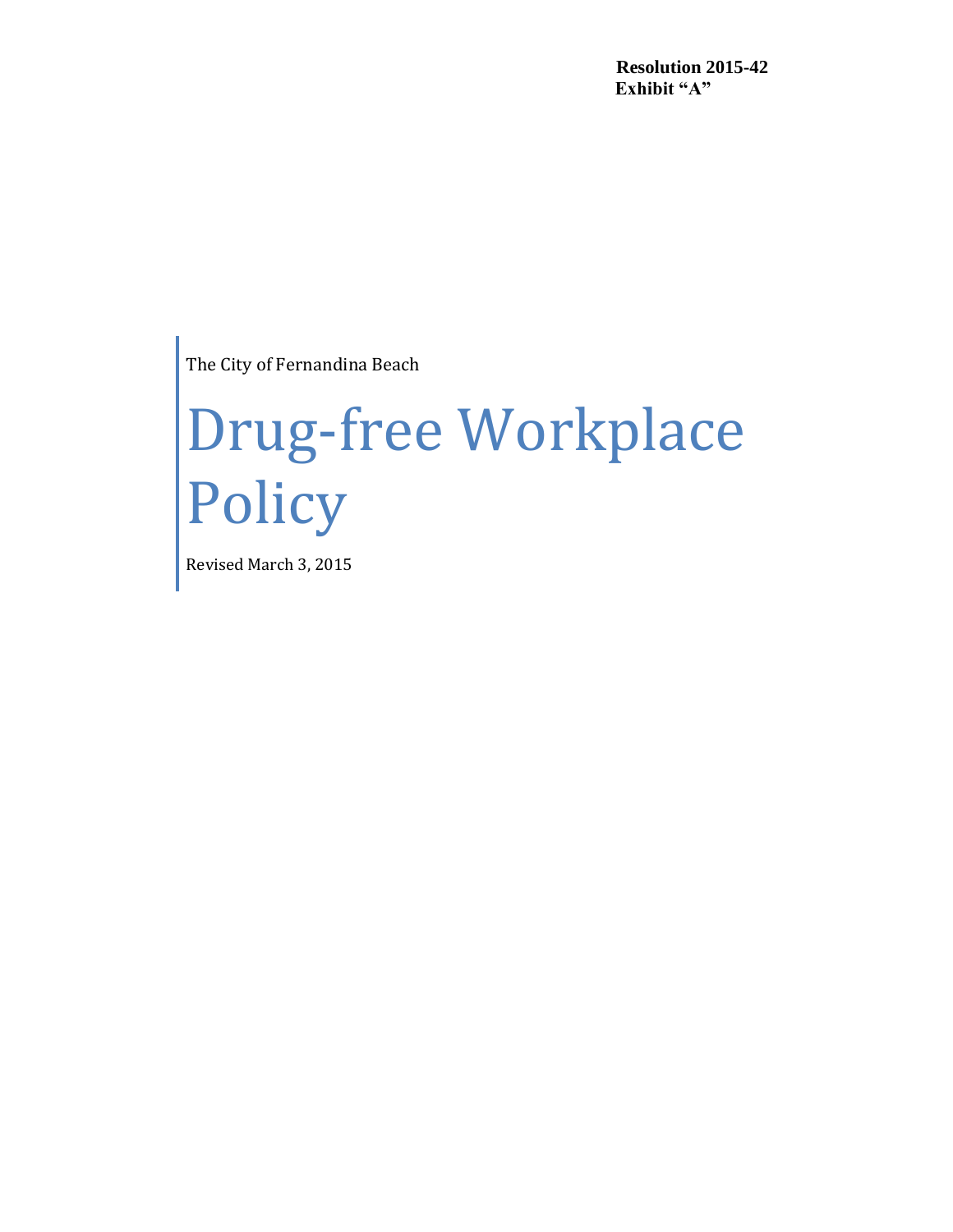**Resolution 2015-42**
**Exhibit "A"**

The City of Fernandina Beach

# Drug-free Workplace Policy

Revised March 3, 2015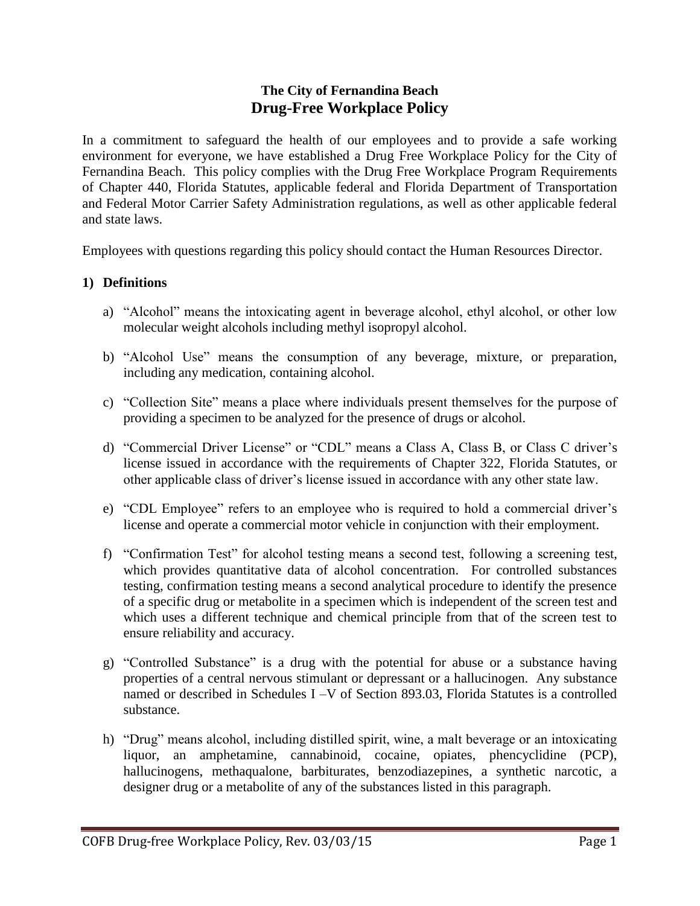**The City of Fernandina Beach**

# Drug-Free Workplace Policy

In a commitment to safeguard the health of our employees and to provide a safe working environment for everyone, we have established a Drug Free Workplace Policy for the City of Fernandina Beach. This policy complies with the Drug Free Workplace Program Requirements of Chapter 440, Florida Statutes, applicable federal and Florida Department of Transportation and Federal Motor Carrier Safety Administration regulations, as well as other applicable federal and state laws.

Employees with questions regarding this policy should contact the Human Resources Director.

## 1) Definitions

a) "Alcohol" means the intoxicating agent in beverage alcohol, ethyl alcohol, or other low molecular weight alcohols including methyl isopropyl alcohol.

b) "Alcohol Use" means the consumption of any beverage, mixture, or preparation, including any medication, containing alcohol.

c) "Collection Site" means a place where individuals present themselves for the purpose of providing a specimen to be analyzed for the presence of drugs or alcohol.

d) "Commercial Driver License" or "CDL" means a Class A, Class B, or Class C driver's license issued in accordance with the requirements of Chapter 322, Florida Statutes, or other applicable class of driver's license issued in accordance with any other state law.

e) "CDL Employee" refers to an employee who is required to hold a commercial driver's license and operate a commercial motor vehicle in conjunction with their employment.

f) "Confirmation Test" for alcohol testing means a second test, following a screening test, which provides quantitative data of alcohol concentration. For controlled substances testing, confirmation testing means a second analytical procedure to identify the presence of a specific drug or metabolite in a specimen which is independent of the screen test and which uses a different technique and chemical principle from that of the screen test to ensure reliability and accuracy.

g) "Controlled Substance" is a drug with the potential for abuse or a substance having properties of a central nervous stimulant or depressant or a hallucinogen. Any substance named or described in Schedules I –V of Section 893.03, Florida Statutes is a controlled substance.

h) "Drug" means alcohol, including distilled spirit, wine, a malt beverage or an intoxicating liquor, an amphetamine, cannabinoid, cocaine, opiates, phencyclidine (PCP), hallucinogens, methaqualone, barbiturates, benzodiazepines, a synthetic narcotic, a designer drug or a metabolite of any of the substances listed in this paragraph.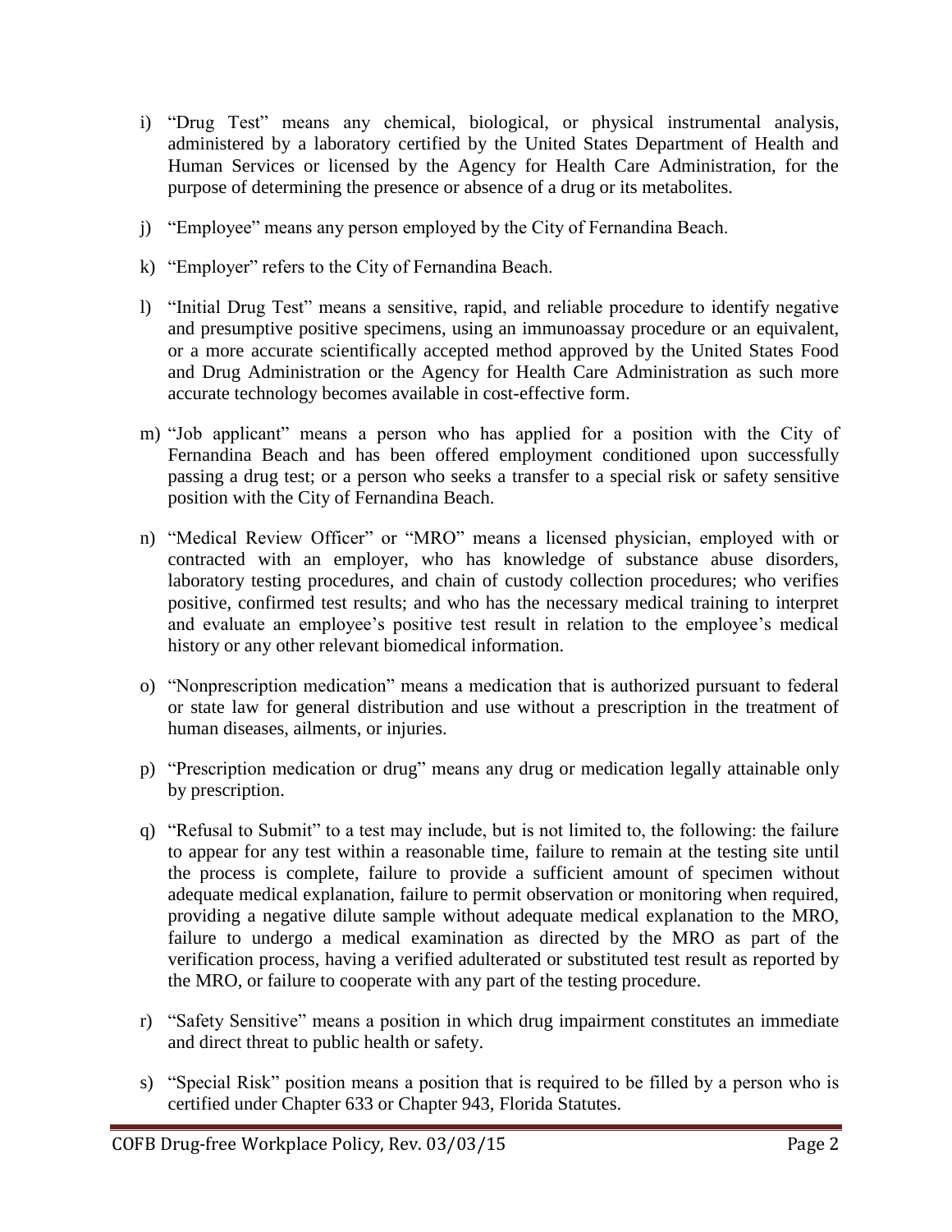i) "Drug Test" means any chemical, biological, or physical instrumental analysis, administered by a laboratory certified by the United States Department of Health and Human Services or licensed by the Agency for Health Care Administration, for the purpose of determining the presence or absence of a drug or its metabolites.

j) "Employee" means any person employed by the City of Fernandina Beach.

k) "Employer" refers to the City of Fernandina Beach.

l) "Initial Drug Test" means a sensitive, rapid, and reliable procedure to identify negative and presumptive positive specimens, using an immunoassay procedure or an equivalent, or a more accurate scientifically accepted method approved by the United States Food and Drug Administration or the Agency for Health Care Administration as such more accurate technology becomes available in cost-effective form.

m) "Job applicant" means a person who has applied for a position with the City of Fernandina Beach and has been offered employment conditioned upon successfully passing a drug test; or a person who seeks a transfer to a special risk or safety sensitive position with the City of Fernandina Beach.

n) "Medical Review Officer" or "MRO" means a licensed physician, employed with or contracted with an employer, who has knowledge of substance abuse disorders, laboratory testing procedures, and chain of custody collection procedures; who verifies positive, confirmed test results; and who has the necessary medical training to interpret and evaluate an employee's positive test result in relation to the employee's medical history or any other relevant biomedical information.

o) "Nonprescription medication" means a medication that is authorized pursuant to federal or state law for general distribution and use without a prescription in the treatment of human diseases, ailments, or injuries.

p) "Prescription medication or drug" means any drug or medication legally attainable only by prescription.

q) "Refusal to Submit" to a test may include, but is not limited to, the following: the failure to appear for any test within a reasonable time, failure to remain at the testing site until the process is complete, failure to provide a sufficient amount of specimen without adequate medical explanation, failure to permit observation or monitoring when required, providing a negative dilute sample without adequate medical explanation to the MRO, failure to undergo a medical examination as directed by the MRO as part of the verification process, having a verified adulterated or substituted test result as reported by the MRO, or failure to cooperate with any part of the testing procedure.

r) "Safety Sensitive" means a position in which drug impairment constitutes an immediate and direct threat to public health or safety.

s) "Special Risk" position means a position that is required to be filled by a person who is certified under Chapter 633 or Chapter 943, Florida Statutes.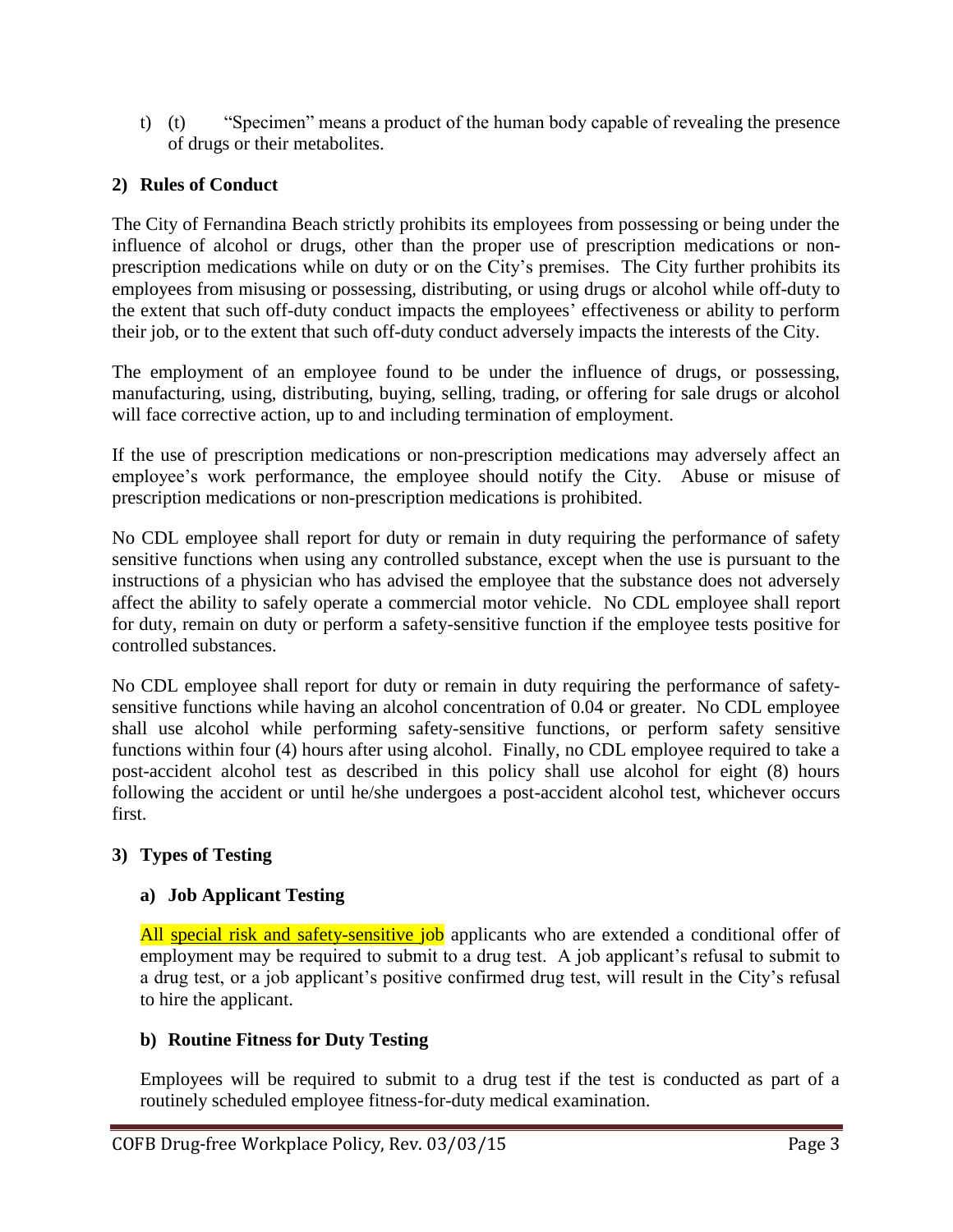t) (t) "Specimen" means a product of the human body capable of revealing the presence of drugs or their metabolites.

## 2) Rules of Conduct

The City of Fernandina Beach strictly prohibits its employees from possessing or being under the influence of alcohol or drugs, other than the proper use of prescription medications or non-prescription medications while on duty or on the City's premises. The City further prohibits its employees from misusing or possessing, distributing, or using drugs or alcohol while off-duty to the extent that such off-duty conduct impacts the employees' effectiveness or ability to perform their job, or to the extent that such off-duty conduct adversely impacts the interests of the City.

The employment of an employee found to be under the influence of drugs, or possessing, manufacturing, using, distributing, buying, selling, trading, or offering for sale drugs or alcohol will face corrective action, up to and including termination of employment.

If the use of prescription medications or non-prescription medications may adversely affect an employee's work performance, the employee should notify the City. Abuse or misuse of prescription medications or non-prescription medications is prohibited.

No CDL employee shall report for duty or remain in duty requiring the performance of safety sensitive functions when using any controlled substance, except when the use is pursuant to the instructions of a physician who has advised the employee that the substance does not adversely affect the ability to safely operate a commercial motor vehicle. No CDL employee shall report for duty, remain on duty or perform a safety-sensitive function if the employee tests positive for controlled substances.

No CDL employee shall report for duty or remain in duty requiring the performance of safety-sensitive functions while having an alcohol concentration of 0.04 or greater. No CDL employee shall use alcohol while performing safety-sensitive functions, or perform safety sensitive functions within four (4) hours after using alcohol. Finally, no CDL employee required to take a post-accident alcohol test as described in this policy shall use alcohol for eight (8) hours following the accident or until he/she undergoes a post-accident alcohol test, whichever occurs first.

## 3) Types of Testing

### a) Job Applicant Testing

All special risk and safety-sensitive job applicants who are extended a conditional offer of employment may be required to submit to a drug test. A job applicant's refusal to submit to a drug test, or a job applicant's positive confirmed drug test, will result in the City's refusal to hire the applicant.

### b) Routine Fitness for Duty Testing

Employees will be required to submit to a drug test if the test is conducted as part of a routinely scheduled employee fitness-for-duty medical examination.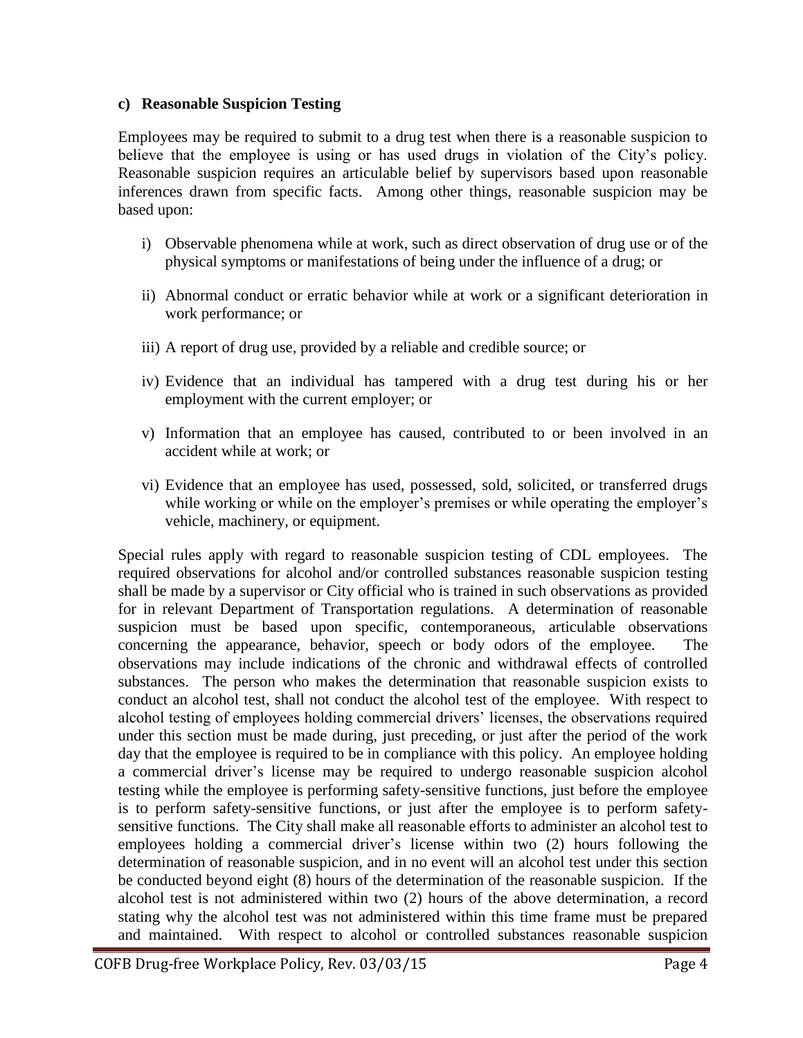**c) Reasonable Suspicion Testing**

Employees may be required to submit to a drug test when there is a reasonable suspicion to believe that the employee is using or has used drugs in violation of the City's policy. Reasonable suspicion requires an articulable belief by supervisors based upon reasonable inferences drawn from specific facts. Among other things, reasonable suspicion may be based upon:

i) Observable phenomena while at work, such as direct observation of drug use or of the physical symptoms or manifestations of being under the influence of a drug; or

ii) Abnormal conduct or erratic behavior while at work or a significant deterioration in work performance; or

iii) A report of drug use, provided by a reliable and credible source; or

iv) Evidence that an individual has tampered with a drug test during his or her employment with the current employer; or

v) Information that an employee has caused, contributed to or been involved in an accident while at work; or

vi) Evidence that an employee has used, possessed, sold, solicited, or transferred drugs while working or while on the employer's premises or while operating the employer's vehicle, machinery, or equipment.

Special rules apply with regard to reasonable suspicion testing of CDL employees. The required observations for alcohol and/or controlled substances reasonable suspicion testing shall be made by a supervisor or City official who is trained in such observations as provided for in relevant Department of Transportation regulations. A determination of reasonable suspicion must be based upon specific, contemporaneous, articulable observations concerning the appearance, behavior, speech or body odors of the employee. The observations may include indications of the chronic and withdrawal effects of controlled substances. The person who makes the determination that reasonable suspicion exists to conduct an alcohol test, shall not conduct the alcohol test of the employee. With respect to alcohol testing of employees holding commercial drivers' licenses, the observations required under this section must be made during, just preceding, or just after the period of the work day that the employee is required to be in compliance with this policy. An employee holding a commercial driver's license may be required to undergo reasonable suspicion alcohol testing while the employee is performing safety-sensitive functions, just before the employee is to perform safety-sensitive functions, or just after the employee is to perform safety-sensitive functions. The City shall make all reasonable efforts to administer an alcohol test to employees holding a commercial driver's license within two (2) hours following the determination of reasonable suspicion, and in no event will an alcohol test under this section be conducted beyond eight (8) hours of the determination of the reasonable suspicion. If the alcohol test is not administered within two (2) hours of the above determination, a record stating why the alcohol test was not administered within this time frame must be prepared and maintained. With respect to alcohol or controlled substances reasonable suspicion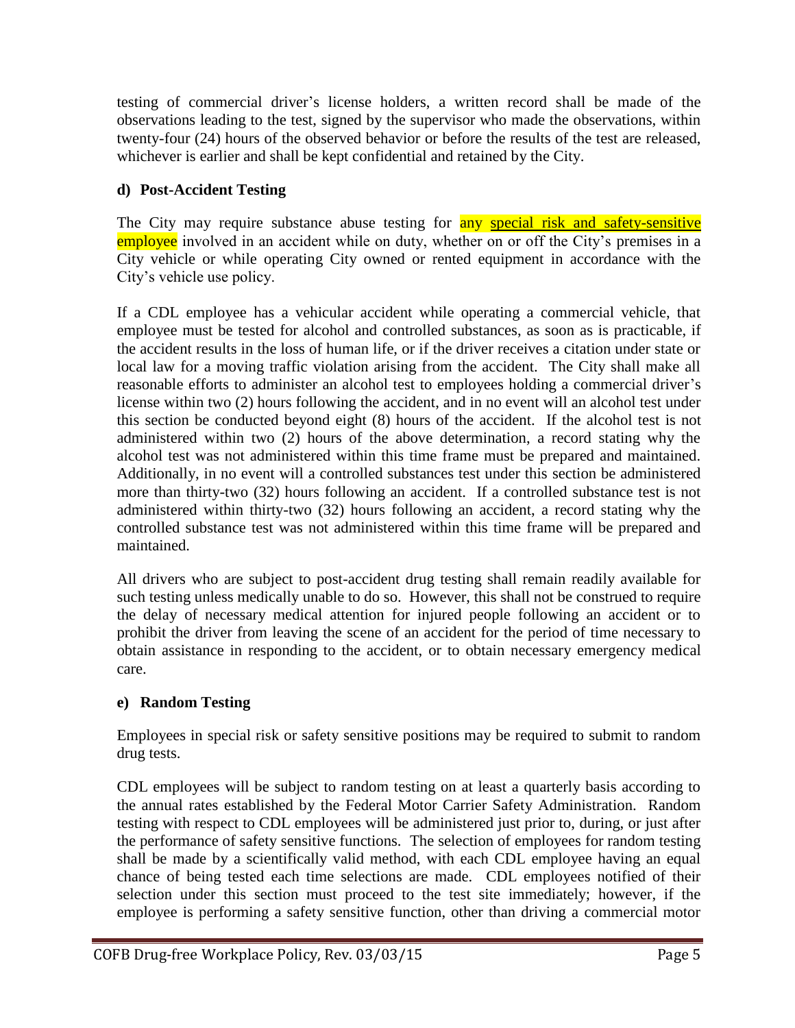testing of commercial driver's license holders, a written record shall be made of the observations leading to the test, signed by the supervisor who made the observations, within twenty-four (24) hours of the observed behavior or before the results of the test are released, whichever is earlier and shall be kept confidential and retained by the City.

### d) Post-Accident Testing

The City may require substance abuse testing for any special risk and safety-sensitive employee involved in an accident while on duty, whether on or off the City's premises in a City vehicle or while operating City owned or rented equipment in accordance with the City's vehicle use policy.

If a CDL employee has a vehicular accident while operating a commercial vehicle, that employee must be tested for alcohol and controlled substances, as soon as is practicable, if the accident results in the loss of human life, or if the driver receives a citation under state or local law for a moving traffic violation arising from the accident. The City shall make all reasonable efforts to administer an alcohol test to employees holding a commercial driver's license within two (2) hours following the accident, and in no event will an alcohol test under this section be conducted beyond eight (8) hours of the accident. If the alcohol test is not administered within two (2) hours of the above determination, a record stating why the alcohol test was not administered within this time frame must be prepared and maintained. Additionally, in no event will a controlled substances test under this section be administered more than thirty-two (32) hours following an accident. If a controlled substance test is not administered within thirty-two (32) hours following an accident, a record stating why the controlled substance test was not administered within this time frame will be prepared and maintained.

All drivers who are subject to post-accident drug testing shall remain readily available for such testing unless medically unable to do so. However, this shall not be construed to require the delay of necessary medical attention for injured people following an accident or to prohibit the driver from leaving the scene of an accident for the period of time necessary to obtain assistance in responding to the accident, or to obtain necessary emergency medical care.

### e) Random Testing

Employees in special risk or safety sensitive positions may be required to submit to random drug tests.

CDL employees will be subject to random testing on at least a quarterly basis according to the annual rates established by the Federal Motor Carrier Safety Administration. Random testing with respect to CDL employees will be administered just prior to, during, or just after the performance of safety sensitive functions. The selection of employees for random testing shall be made by a scientifically valid method, with each CDL employee having an equal chance of being tested each time selections are made. CDL employees notified of their selection under this section must proceed to the test site immediately; however, if the employee is performing a safety sensitive function, other than driving a commercial motor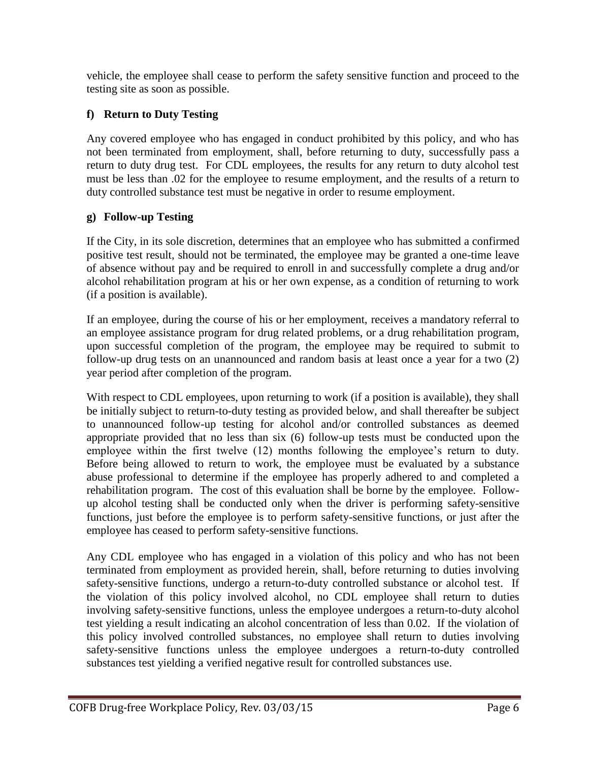vehicle, the employee shall cease to perform the safety sensitive function and proceed to the testing site as soon as possible.

### f) Return to Duty Testing

Any covered employee who has engaged in conduct prohibited by this policy, and who has not been terminated from employment, shall, before returning to duty, successfully pass a return to duty drug test. For CDL employees, the results for any return to duty alcohol test must be less than .02 for the employee to resume employment, and the results of a return to duty controlled substance test must be negative in order to resume employment.

### g) Follow-up Testing

If the City, in its sole discretion, determines that an employee who has submitted a confirmed positive test result, should not be terminated, the employee may be granted a one-time leave of absence without pay and be required to enroll in and successfully complete a drug and/or alcohol rehabilitation program at his or her own expense, as a condition of returning to work (if a position is available).

If an employee, during the course of his or her employment, receives a mandatory referral to an employee assistance program for drug related problems, or a drug rehabilitation program, upon successful completion of the program, the employee may be required to submit to follow-up drug tests on an unannounced and random basis at least once a year for a two (2) year period after completion of the program.

With respect to CDL employees, upon returning to work (if a position is available), they shall be initially subject to return-to-duty testing as provided below, and shall thereafter be subject to unannounced follow-up testing for alcohol and/or controlled substances as deemed appropriate provided that no less than six (6) follow-up tests must be conducted upon the employee within the first twelve (12) months following the employee's return to duty. Before being allowed to return to work, the employee must be evaluated by a substance abuse professional to determine if the employee has properly adhered to and completed a rehabilitation program. The cost of this evaluation shall be borne by the employee. Follow-up alcohol testing shall be conducted only when the driver is performing safety-sensitive functions, just before the employee is to perform safety-sensitive functions, or just after the employee has ceased to perform safety-sensitive functions.

Any CDL employee who has engaged in a violation of this policy and who has not been terminated from employment as provided herein, shall, before returning to duties involving safety-sensitive functions, undergo a return-to-duty controlled substance or alcohol test. If the violation of this policy involved alcohol, no CDL employee shall return to duties involving safety-sensitive functions, unless the employee undergoes a return-to-duty alcohol test yielding a result indicating an alcohol concentration of less than 0.02. If the violation of this policy involved controlled substances, no employee shall return to duties involving safety-sensitive functions unless the employee undergoes a return-to-duty controlled substances test yielding a verified negative result for controlled substances use.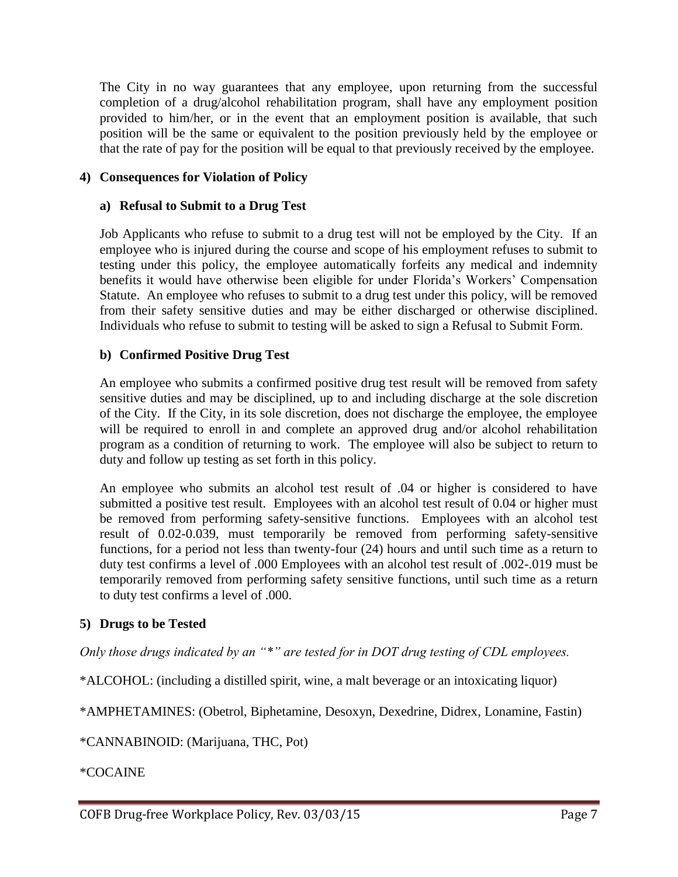The City in no way guarantees that any employee, upon returning from the successful completion of a drug/alcohol rehabilitation program, shall have any employment position provided to him/her, or in the event that an employment position is available, that such position will be the same or equivalent to the position previously held by the employee or that the rate of pay for the position will be equal to that previously received by the employee.

## 4) Consequences for Violation of Policy

### a) Refusal to Submit to a Drug Test

Job Applicants who refuse to submit to a drug test will not be employed by the City. If an employee who is injured during the course and scope of his employment refuses to submit to testing under this policy, the employee automatically forfeits any medical and indemnity benefits it would have otherwise been eligible for under Florida's Workers' Compensation Statute. An employee who refuses to submit to a drug test under this policy, will be removed from their safety sensitive duties and may be either discharged or otherwise disciplined. Individuals who refuse to submit to testing will be asked to sign a Refusal to Submit Form.

### b) Confirmed Positive Drug Test

An employee who submits a confirmed positive drug test result will be removed from safety sensitive duties and may be disciplined, up to and including discharge at the sole discretion of the City. If the City, in its sole discretion, does not discharge the employee, the employee will be required to enroll in and complete an approved drug and/or alcohol rehabilitation program as a condition of returning to work. The employee will also be subject to return to duty and follow up testing as set forth in this policy.

An employee who submits an alcohol test result of .04 or higher is considered to have submitted a positive test result. Employees with an alcohol test result of 0.04 or higher must be removed from performing safety-sensitive functions. Employees with an alcohol test result of 0.02-0.039, must temporarily be removed from performing safety-sensitive functions, for a period not less than twenty-four (24) hours and until such time as a return to duty test confirms a level of .000 Employees with an alcohol test result of .002-.019 must be temporarily removed from performing safety sensitive functions, until such time as a return to duty test confirms a level of .000.

## 5) Drugs to be Tested

*Only those drugs indicated by an "*" are tested for in DOT drug testing of CDL employees.*

*ALCOHOL: (including a distilled spirit, wine, a malt beverage or an intoxicating liquor)

*AMPHETAMINES: (Obetrol, Biphetamine, Desoxyn, Dexedrine, Didrex, Lonamine, Fastin)

*CANNABINOID: (Marijuana, THC, Pot)

*COCAINE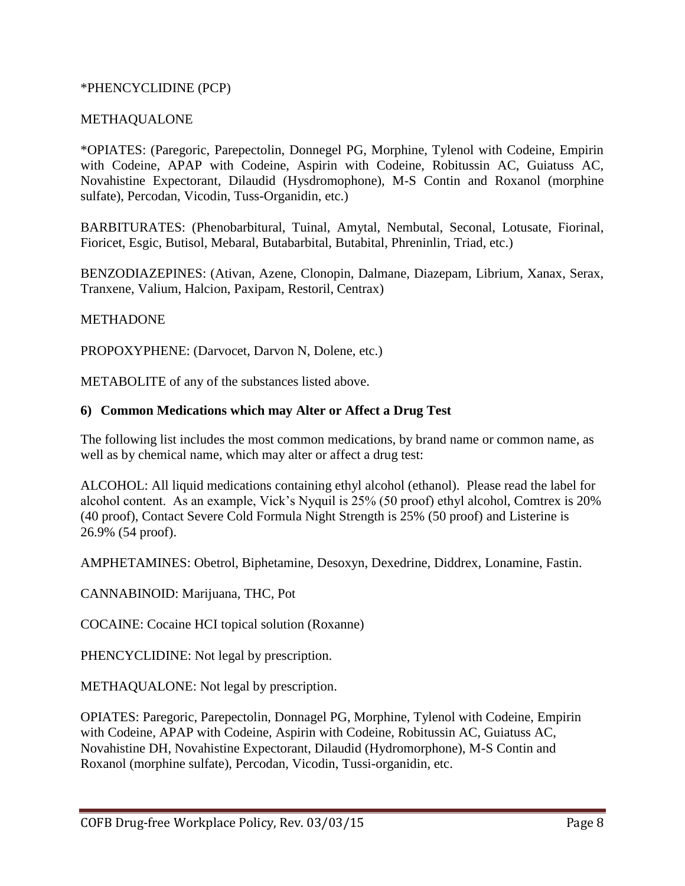*PHENCYCLIDINE (PCP)

METHAQUALONE

*OPIATES: (Paregoric, Parepectolin, Donnegel PG, Morphine, Tylenol with Codeine, Empirin with Codeine, APAP with Codeine, Aspirin with Codeine, Robitussin AC, Guiatuss AC, Novahistine Expectorant, Dilaudid (Hysdromophone), M-S Contin and Roxanol (morphine sulfate), Percodan, Vicodin, Tuss-Organidin, etc.)

BARBITURATES: (Phenobarbitural, Tuinal, Amytal, Nembutal, Seconal, Lotusate, Fiorinal, Fioricet, Esgic, Butisol, Mebaral, Butabarbital, Butabital, Phreninlin, Triad, etc.)

BENZODIAZEPINES: (Ativan, Azene, Clonopin, Dalmane, Diazepam, Librium, Xanax, Serax, Tranxene, Valium, Halcion, Paxipam, Restoril, Centrax)

METHADONE

PROPOXYPHENE: (Darvocet, Darvon N, Dolene, etc.)

METABOLITE of any of the substances listed above.

**6) Common Medications which may Alter or Affect a Drug Test**

The following list includes the most common medications, by brand name or common name, as well as by chemical name, which may alter or affect a drug test:

ALCOHOL: All liquid medications containing ethyl alcohol (ethanol). Please read the label for alcohol content. As an example, Vick's Nyquil is 25% (50 proof) ethyl alcohol, Comtrex is 20% (40 proof), Contact Severe Cold Formula Night Strength is 25% (50 proof) and Listerine is 26.9% (54 proof).

AMPHETAMINES: Obetrol, Biphetamine, Desoxyn, Dexedrine, Diddrex, Lonamine, Fastin.

CANNABINOID: Marijuana, THC, Pot

COCAINE: Cocaine HCI topical solution (Roxanne)

PHENCYCLIDINE: Not legal by prescription.

METHAQUALONE: Not legal by prescription.

OPIATES: Paregoric, Parepectolin, Donnagel PG, Morphine, Tylenol with Codeine, Empirin with Codeine, APAP with Codeine, Aspirin with Codeine, Robitussin AC, Guiatuss AC, Novahistine DH, Novahistine Expectorant, Dilaudid (Hydromorphone), M-S Contin and Roxanol (morphine sulfate), Percodan, Vicodin, Tussi-organidin, etc.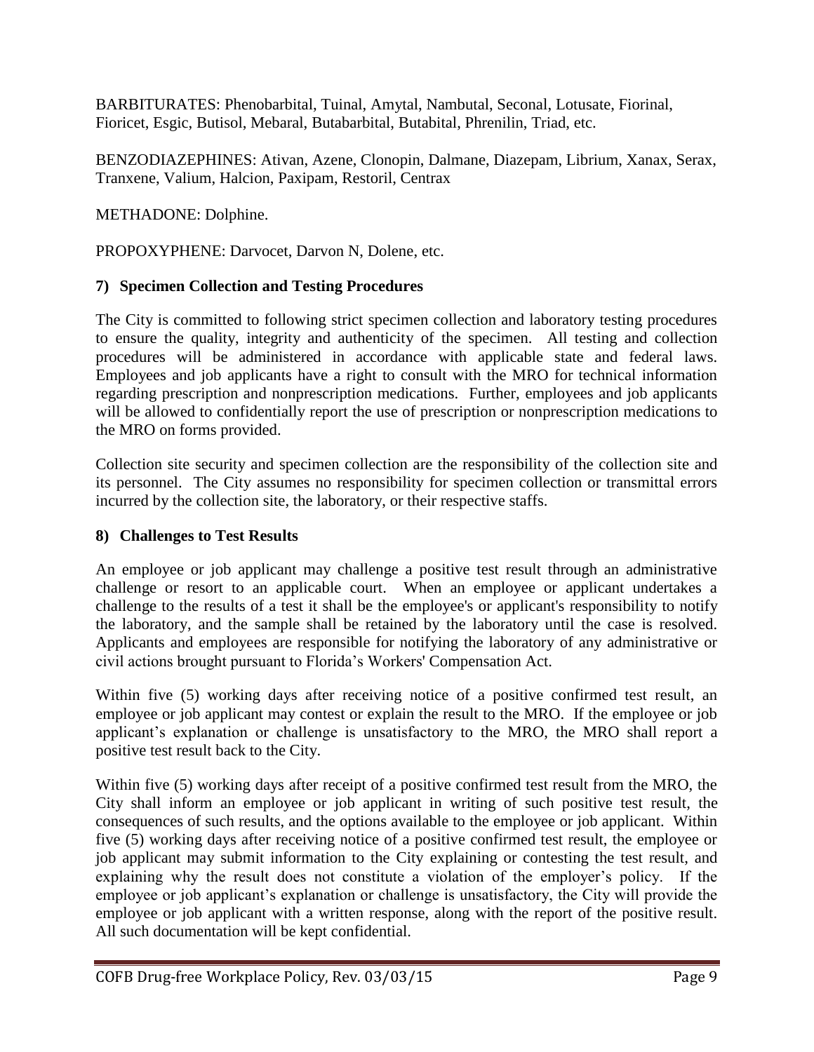BARBITURATES: Phenobarbital, Tuinal, Amytal, Nambutal, Seconal, Lotusate, Fiorinal, Fioricet, Esgic, Butisol, Mebaral, Butabarbital, Butabital, Phrenilin, Triad, etc.

BENZODIAZEPHINES: Ativan, Azene, Clonopin, Dalmane, Diazepam, Librium, Xanax, Serax, Tranxene, Valium, Halcion, Paxipam, Restoril, Centrax

METHADONE: Dolphine.

PROPOXYPHENE: Darvocet, Darvon N, Dolene, etc.

### 7) Specimen Collection and Testing Procedures

The City is committed to following strict specimen collection and laboratory testing procedures to ensure the quality, integrity and authenticity of the specimen. All testing and collection procedures will be administered in accordance with applicable state and federal laws. Employees and job applicants have a right to consult with the MRO for technical information regarding prescription and nonprescription medications. Further, employees and job applicants will be allowed to confidentially report the use of prescription or nonprescription medications to the MRO on forms provided.

Collection site security and specimen collection are the responsibility of the collection site and its personnel. The City assumes no responsibility for specimen collection or transmittal errors incurred by the collection site, the laboratory, or their respective staffs.

### 8) Challenges to Test Results

An employee or job applicant may challenge a positive test result through an administrative challenge or resort to an applicable court. When an employee or applicant undertakes a challenge to the results of a test it shall be the employee's or applicant's responsibility to notify the laboratory, and the sample shall be retained by the laboratory until the case is resolved. Applicants and employees are responsible for notifying the laboratory of any administrative or civil actions brought pursuant to Florida's Workers' Compensation Act.

Within five (5) working days after receiving notice of a positive confirmed test result, an employee or job applicant may contest or explain the result to the MRO. If the employee or job applicant's explanation or challenge is unsatisfactory to the MRO, the MRO shall report a positive test result back to the City.

Within five (5) working days after receipt of a positive confirmed test result from the MRO, the City shall inform an employee or job applicant in writing of such positive test result, the consequences of such results, and the options available to the employee or job applicant. Within five (5) working days after receiving notice of a positive confirmed test result, the employee or job applicant may submit information to the City explaining or contesting the test result, and explaining why the result does not constitute a violation of the employer's policy. If the employee or job applicant's explanation or challenge is unsatisfactory, the City will provide the employee or job applicant with a written response, along with the report of the positive result. All such documentation will be kept confidential.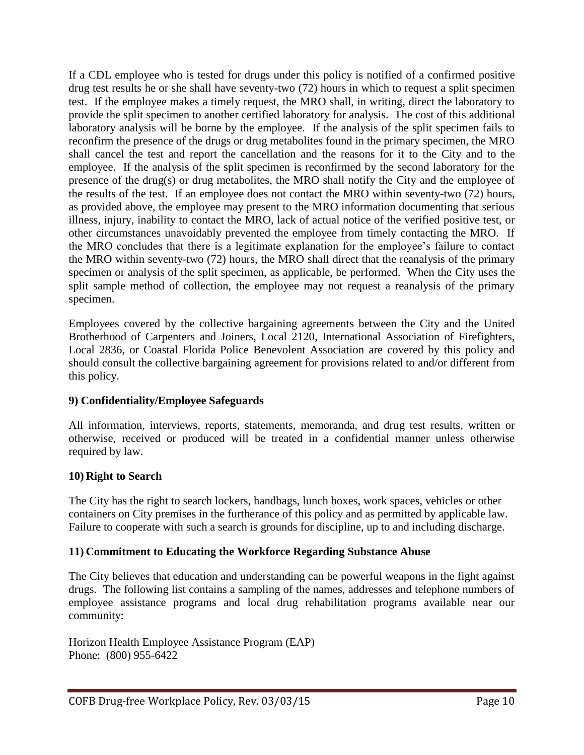If a CDL employee who is tested for drugs under this policy is notified of a confirmed positive drug test results he or she shall have seventy-two (72) hours in which to request a split specimen test. If the employee makes a timely request, the MRO shall, in writing, direct the laboratory to provide the split specimen to another certified laboratory for analysis. The cost of this additional laboratory analysis will be borne by the employee. If the analysis of the split specimen fails to reconfirm the presence of the drugs or drug metabolites found in the primary specimen, the MRO shall cancel the test and report the cancellation and the reasons for it to the City and to the employee. If the analysis of the split specimen is reconfirmed by the second laboratory for the presence of the drug(s) or drug metabolites, the MRO shall notify the City and the employee of the results of the test. If an employee does not contact the MRO within seventy-two (72) hours, as provided above, the employee may present to the MRO information documenting that serious illness, injury, inability to contact the MRO, lack of actual notice of the verified positive test, or other circumstances unavoidably prevented the employee from timely contacting the MRO. If the MRO concludes that there is a legitimate explanation for the employee's failure to contact the MRO within seventy-two (72) hours, the MRO shall direct that the reanalysis of the primary specimen or analysis of the split specimen, as applicable, be performed. When the City uses the split sample method of collection, the employee may not request a reanalysis of the primary specimen.

Employees covered by the collective bargaining agreements between the City and the United Brotherhood of Carpenters and Joiners, Local 2120, International Association of Firefighters, Local 2836, or Coastal Florida Police Benevolent Association are covered by this policy and should consult the collective bargaining agreement for provisions related to and/or different from this policy.

## 9) Confidentiality/Employee Safeguards

All information, interviews, reports, statements, memoranda, and drug test results, written or otherwise, received or produced will be treated in a confidential manner unless otherwise required by law.

## 10) Right to Search

The City has the right to search lockers, handbags, lunch boxes, work spaces, vehicles or other containers on City premises in the furtherance of this policy and as permitted by applicable law. Failure to cooperate with such a search is grounds for discipline, up to and including discharge.

## 11) Commitment to Educating the Workforce Regarding Substance Abuse

The City believes that education and understanding can be powerful weapons in the fight against drugs. The following list contains a sampling of the names, addresses and telephone numbers of employee assistance programs and local drug rehabilitation programs available near our community:

Horizon Health Employee Assistance Program (EAP)
Phone: (800) 955-6422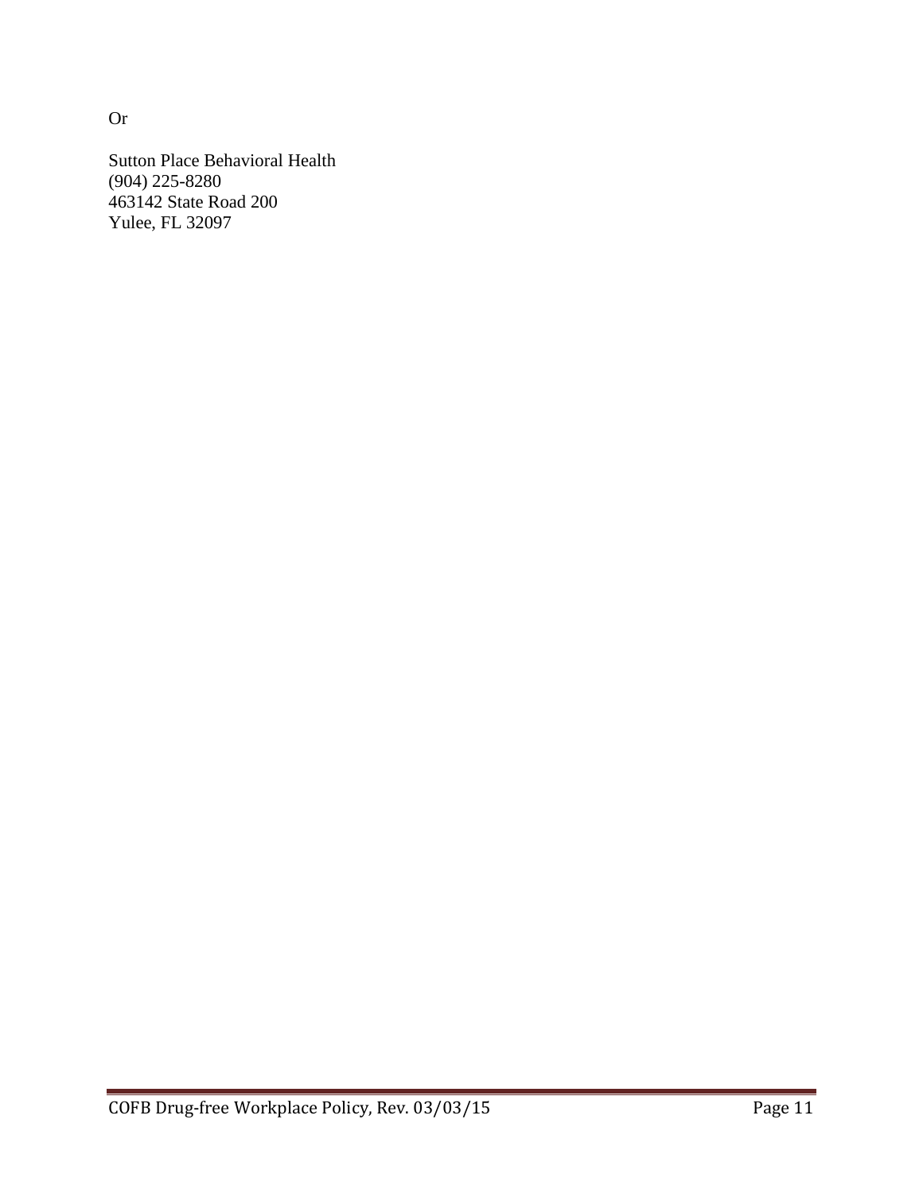Or

Sutton Place Behavioral Health  
(904) 225-8280  
463142 State Road 200  
Yulee, FL 32097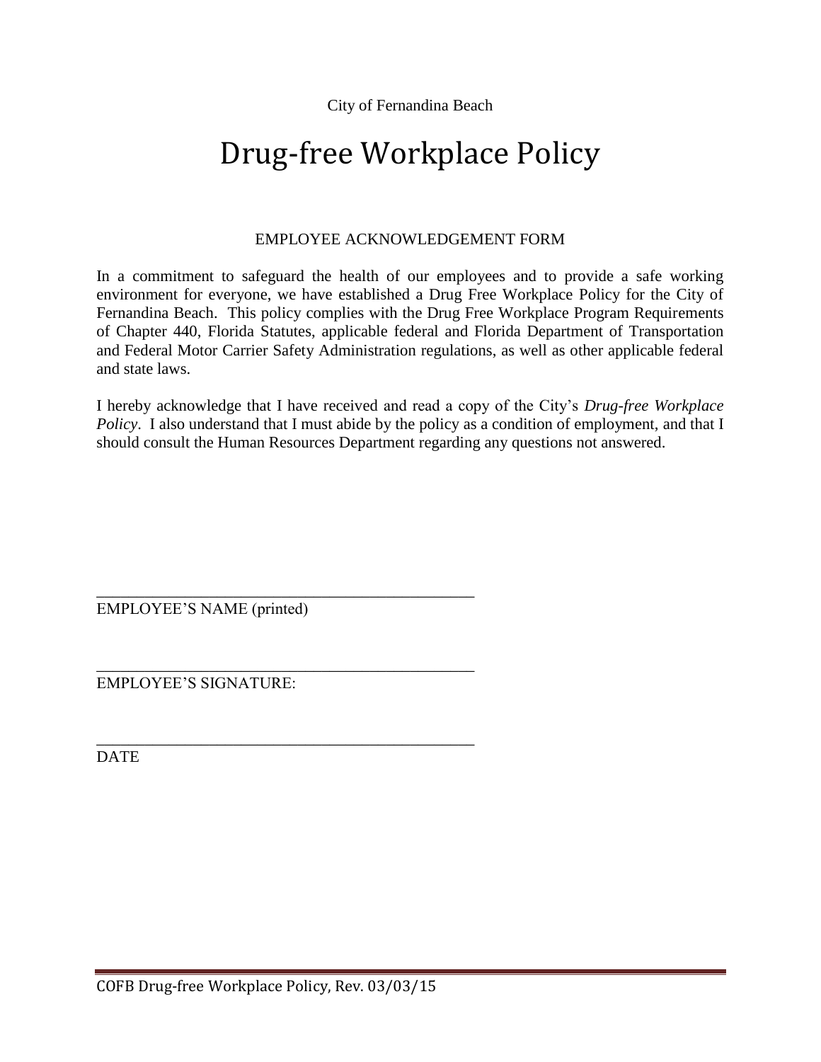City of Fernandina Beach

# Drug-free Workplace Policy

EMPLOYEE ACKNOWLEDGEMENT FORM

In a commitment to safeguard the health of our employees and to provide a safe working environment for everyone, we have established a Drug Free Workplace Policy for the City of Fernandina Beach. This policy complies with the Drug Free Workplace Program Requirements of Chapter 440, Florida Statutes, applicable federal and Florida Department of Transportation and Federal Motor Carrier Safety Administration regulations, as well as other applicable federal and state laws.

I hereby acknowledge that I have received and read a copy of the City's *Drug-free Workplace Policy*. I also understand that I must abide by the policy as a condition of employment, and that I should consult the Human Resources Department regarding any questions not answered.

_______________________________________________
EMPLOYEE'S NAME (printed)

_______________________________________________
EMPLOYEE'S SIGNATURE:

_______________________________________________
DATE